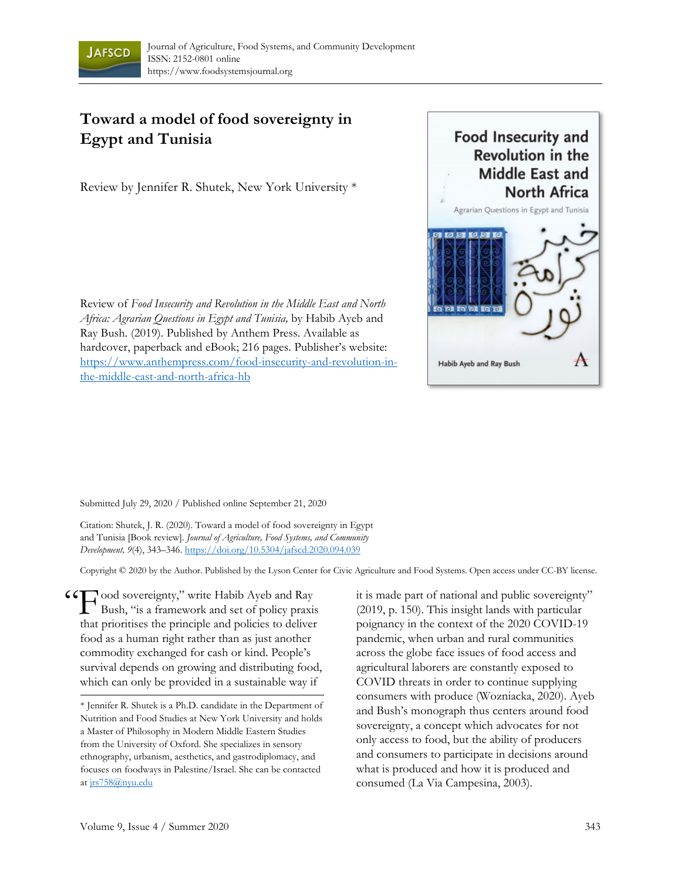Journal of Agriculture, Food Systems, and Community Development
ISSN: 2152-0801 online
https://www.foodsystemsjournal.org

# Toward a model of food sovereignty in Egypt and Tunisia

Review by Jennifer R. Shutek, New York University *

Review of *Food Insecurity and Revolution in the Middle East and North Africa: Agrarian Questions in Egypt and Tunisia,* by Habib Ayeb and Ray Bush. (2019). Published by Anthem Press. Available as hardcover, paperback and eBook; 216 pages. Publisher's website: https://www.anthempress.com/food-insecurity-and-revolution-in-the-middle-east-and-north-africa-hb

Submitted July 29, 2020 / Published online September 21, 2020

Citation: Shutek, J. R. (2020). Toward a model of food sovereignty in Egypt and Tunisia [Book review]. *Journal of Agriculture, Food Systems, and Community Development, 9*(4), 343–346. https://doi.org/10.5304/jafscd.2020.094.039

Copyright © 2020 by the Author. Published by the Lyson Center for Civic Agriculture and Food Systems. Open access under CC-BY license.

"Food sovereignty," write Habib Ayeb and Ray Bush, "is a framework and set of policy praxis that prioritises the principle and policies to deliver food as a human right rather than as just another commodity exchanged for cash or kind. People's survival depends on growing and distributing food, which can only be provided in a sustainable way if it is made part of national and public sovereignty" (2019, p. 150). This insight lands with particular poignancy in the context of the 2020 COVID-19 pandemic, when urban and rural communities across the globe face issues of food access and agricultural laborers are constantly exposed to COVID threats in order to continue supplying consumers with produce (Wozniacka, 2020). Ayeb and Bush's monograph thus centers around food sovereignty, a concept which advocates for not only access to food, but the ability of producers and consumers to participate in decisions around what is produced and how it is produced and consumed (La Via Campesina, 2003).

* Jennifer R. Shutek is a Ph.D. candidate in the Department of Nutrition and Food Studies at New York University and holds a Master of Philosophy in Modern Middle Eastern Studies from the University of Oxford. She specializes in sensory ethnography, urbanism, aesthetics, and gastrodiplomacy, and focuses on foodways in Palestine/Israel. She can be contacted at jrs758@nyu.edu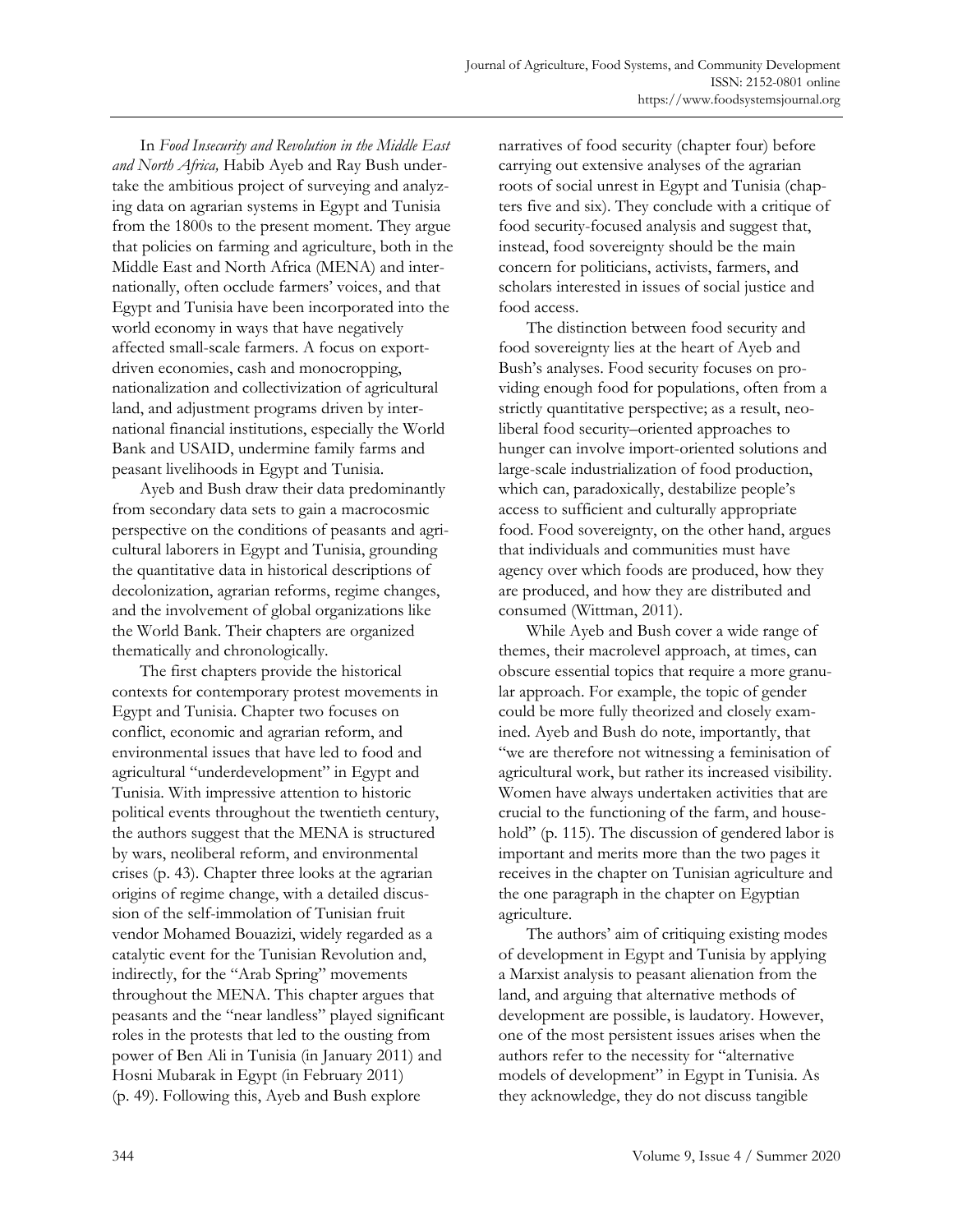In *Food Insecurity and Revolution in the Middle East and North Africa,* Habib Ayeb and Ray Bush undertake the ambitious project of surveying and analyzing data on agrarian systems in Egypt and Tunisia from the 1800s to the present moment. They argue that policies on farming and agriculture, both in the Middle East and North Africa (MENA) and internationally, often occlude farmers' voices, and that Egypt and Tunisia have been incorporated into the world economy in ways that have negatively affected small-scale farmers. A focus on export-driven economies, cash and monocropping, nationalization and collectivization of agricultural land, and adjustment programs driven by international financial institutions, especially the World Bank and USAID, undermine family farms and peasant livelihoods in Egypt and Tunisia.

Ayeb and Bush draw their data predominantly from secondary data sets to gain a macrocosmic perspective on the conditions of peasants and agricultural laborers in Egypt and Tunisia, grounding the quantitative data in historical descriptions of decolonization, agrarian reforms, regime changes, and the involvement of global organizations like the World Bank. Their chapters are organized thematically and chronologically.

The first chapters provide the historical contexts for contemporary protest movements in Egypt and Tunisia. Chapter two focuses on conflict, economic and agrarian reform, and environmental issues that have led to food and agricultural "underdevelopment" in Egypt and Tunisia. With impressive attention to historic political events throughout the twentieth century, the authors suggest that the MENA is structured by wars, neoliberal reform, and environmental crises (p. 43). Chapter three looks at the agrarian origins of regime change, with a detailed discussion of the self-immolation of Tunisian fruit vendor Mohamed Bouazizi, widely regarded as a catalytic event for the Tunisian Revolution and, indirectly, for the "Arab Spring" movements throughout the MENA. This chapter argues that peasants and the "near landless" played significant roles in the protests that led to the ousting from power of Ben Ali in Tunisia (in January 2011) and Hosni Mubarak in Egypt (in February 2011) (p. 49). Following this, Ayeb and Bush explore narratives of food security (chapter four) before carrying out extensive analyses of the agrarian roots of social unrest in Egypt and Tunisia (chapters five and six). They conclude with a critique of food security-focused analysis and suggest that, instead, food sovereignty should be the main concern for politicians, activists, farmers, and scholars interested in issues of social justice and food access.

The distinction between food security and food sovereignty lies at the heart of Ayeb and Bush's analyses. Food security focuses on providing enough food for populations, often from a strictly quantitative perspective; as a result, neoliberal food security–oriented approaches to hunger can involve import-oriented solutions and large-scale industrialization of food production, which can, paradoxically, destabilize people's access to sufficient and culturally appropriate food. Food sovereignty, on the other hand, argues that individuals and communities must have agency over which foods are produced, how they are produced, and how they are distributed and consumed (Wittman, 2011).

While Ayeb and Bush cover a wide range of themes, their macrolevel approach, at times, can obscure essential topics that require a more granular approach. For example, the topic of gender could be more fully theorized and closely examined. Ayeb and Bush do note, importantly, that "we are therefore not witnessing a feminisation of agricultural work, but rather its increased visibility. Women have always undertaken activities that are crucial to the functioning of the farm, and household" (p. 115). The discussion of gendered labor is important and merits more than the two pages it receives in the chapter on Tunisian agriculture and the one paragraph in the chapter on Egyptian agriculture.

The authors' aim of critiquing existing modes of development in Egypt and Tunisia by applying a Marxist analysis to peasant alienation from the land, and arguing that alternative methods of development are possible, is laudatory. However, one of the most persistent issues arises when the authors refer to the necessity for "alternative models of development" in Egypt in Tunisia. As they acknowledge, they do not discuss tangible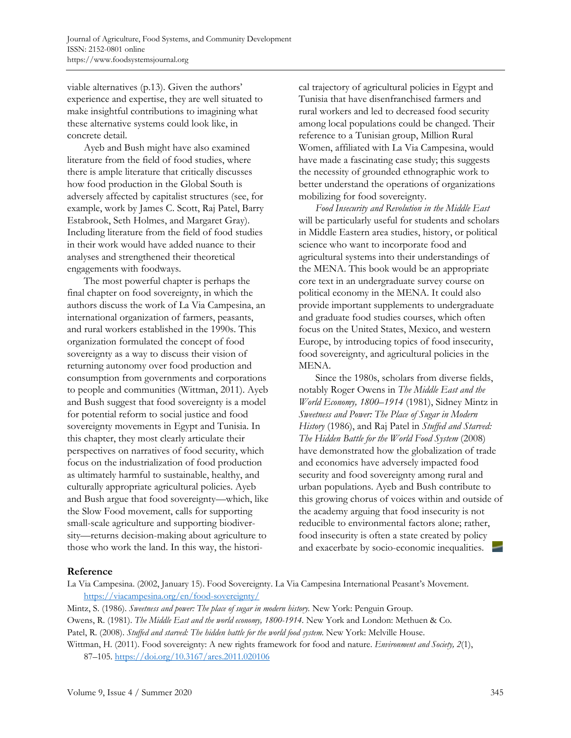viable alternatives (p.13). Given the authors' experience and expertise, they are well situated to make insightful contributions to imagining what these alternative systems could look like, in concrete detail.

Ayeb and Bush might have also examined literature from the field of food studies, where there is ample literature that critically discusses how food production in the Global South is adversely affected by capitalist structures (see, for example, work by James C. Scott, Raj Patel, Barry Estabrook, Seth Holmes, and Margaret Gray). Including literature from the field of food studies in their work would have added nuance to their analyses and strengthened their theoretical engagements with foodways.

The most powerful chapter is perhaps the final chapter on food sovereignty, in which the authors discuss the work of La Via Campesina, an international organization of farmers, peasants, and rural workers established in the 1990s. This organization formulated the concept of food sovereignty as a way to discuss their vision of returning autonomy over food production and consumption from governments and corporations to people and communities (Wittman, 2011). Ayeb and Bush suggest that food sovereignty is a model for potential reform to social justice and food sovereignty movements in Egypt and Tunisia. In this chapter, they most clearly articulate their perspectives on narratives of food security, which focus on the industrialization of food production as ultimately harmful to sustainable, healthy, and culturally appropriate agricultural policies. Ayeb and Bush argue that food sovereignty—which, like the Slow Food movement, calls for supporting small-scale agriculture and supporting biodiversity—returns decision-making about agriculture to those who work the land. In this way, the historical trajectory of agricultural policies in Egypt and Tunisia that have disenfranchised farmers and rural workers and led to decreased food security among local populations could be changed. Their reference to a Tunisian group, Million Rural Women, affiliated with La Via Campesina, would have made a fascinating case study; this suggests the necessity of grounded ethnographic work to better understand the operations of organizations mobilizing for food sovereignty.

*Food Insecurity and Revolution in the Middle East* will be particularly useful for students and scholars in Middle Eastern area studies, history, or political science who want to incorporate food and agricultural systems into their understandings of the MENA. This book would be an appropriate core text in an undergraduate survey course on political economy in the MENA. It could also provide important supplements to undergraduate and graduate food studies courses, which often focus on the United States, Mexico, and western Europe, by introducing topics of food insecurity, food sovereignty, and agricultural policies in the MENA.

Since the 1980s, scholars from diverse fields, notably Roger Owens in *The Middle East and the World Economy, 1800–1914* (1981), Sidney Mintz in *Sweetness and Power: The Place of Sugar in Modern History* (1986), and Raj Patel in *Stuffed and Starved: The Hidden Battle for the World Food System* (2008) have demonstrated how the globalization of trade and economics have adversely impacted food security and food sovereignty among rural and urban populations. Ayeb and Bush contribute to this growing chorus of voices within and outside of the academy arguing that food insecurity is not reducible to environmental factors alone; rather, food insecurity is often a state created by policy and exacerbate by socio-economic inequalities.

## Reference

La Via Campesina. (2002, January 15). Food Sovereignty. La Via Campesina International Peasant's Movement. https://viacampesina.org/en/food-sovereignty/

Mintz, S. (1986). *Sweetness and power: The place of sugar in modern history.* New York: Penguin Group.

Owens, R. (1981). *The Middle East and the world economy, 1800-1914.* New York and London: Methuen & Co.

Patel, R. (2008). *Stuffed and starved: The hidden battle for the world food system.* New York: Melville House.

Wittman, H. (2011). Food sovereignty: A new rights framework for food and nature. *Environment and Society, 2*(1), 87–105. https://doi.org/10.3167/ares.2011.020106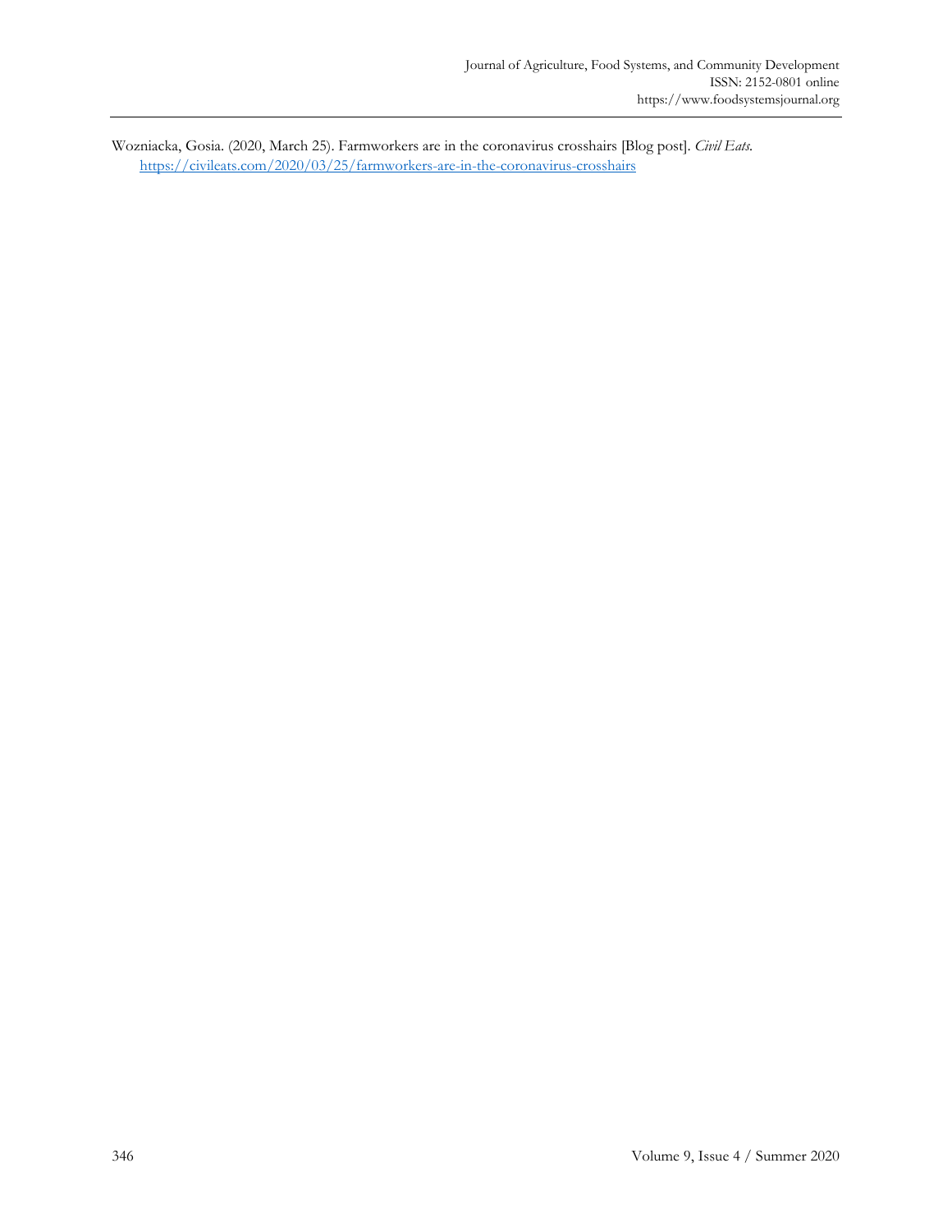Wozniacka, Gosia. (2020, March 25). Farmworkers are in the coronavirus crosshairs [Blog post]. *Civil Eats.* https://civileats.com/2020/03/25/farmworkers-are-in-the-coronavirus-crosshairs